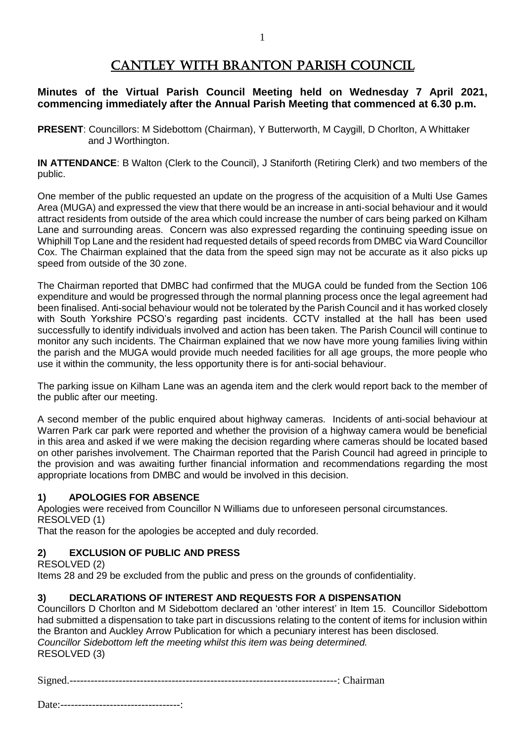# CANTLEY WITH BRANTON PARISH COUNCIL

**Minutes of the Virtual Parish Council Meeting held on Wednesday 7 April 2021, commencing immediately after the Annual Parish Meeting that commenced at 6.30 p.m.**

**PRESENT**: Councillors: M Sidebottom (Chairman), Y Butterworth, M Caygill, D Chorlton, A Whittaker and J Worthington.

**IN ATTENDANCE**: B Walton (Clerk to the Council), J Staniforth (Retiring Clerk) and two members of the public.

One member of the public requested an update on the progress of the acquisition of a Multi Use Games Area (MUGA) and expressed the view that there would be an increase in anti-social behaviour and it would attract residents from outside of the area which could increase the number of cars being parked on Kilham Lane and surrounding areas. Concern was also expressed regarding the continuing speeding issue on Whiphill Top Lane and the resident had requested details of speed records from DMBC via Ward Councillor Cox. The Chairman explained that the data from the speed sign may not be accurate as it also picks up speed from outside of the 30 zone.

The Chairman reported that DMBC had confirmed that the MUGA could be funded from the Section 106 expenditure and would be progressed through the normal planning process once the legal agreement had been finalised. Anti-social behaviour would not be tolerated by the Parish Council and it has worked closely with South Yorkshire PCSO's regarding past incidents. CCTV installed at the hall has been used successfully to identify individuals involved and action has been taken. The Parish Council will continue to monitor any such incidents. The Chairman explained that we now have more young families living within the parish and the MUGA would provide much needed facilities for all age groups, the more people who use it within the community, the less opportunity there is for anti-social behaviour.

The parking issue on Kilham Lane was an agenda item and the clerk would report back to the member of the public after our meeting.

A second member of the public enquired about highway cameras. Incidents of anti-social behaviour at Warren Park car park were reported and whether the provision of a highway camera would be beneficial in this area and asked if we were making the decision regarding where cameras should be located based on other parishes involvement. The Chairman reported that the Parish Council had agreed in principle to the provision and was awaiting further financial information and recommendations regarding the most appropriate locations from DMBC and would be involved in this decision.

### 1) APOLOGIES FOR ABSENCE

Apologies were received from Councillor N Williams due to unforeseen personal circumstances.
RESOLVED (1)
That the reason for the apologies be accepted and duly recorded.

### 2) EXCLUSION OF PUBLIC AND PRESS

RESOLVED (2)
Items 28 and 29 be excluded from the public and press on the grounds of confidentiality.

### 3) DECLARATIONS OF INTEREST AND REQUESTS FOR A DISPENSATION

Councillors D Chorlton and M Sidebottom declared an 'other interest' in Item 15. Councillor Sidebottom had submitted a dispensation to take part in discussions relating to the content of items for inclusion within the Branton and Auckley Arrow Publication for which a pecuniary interest has been disclosed.
*Councillor Sidebottom left the meeting whilst this item was being determined.*
RESOLVED (3)

Signed.----------------------------------------------------------------------------: Chairman

Date:-----------------------------------: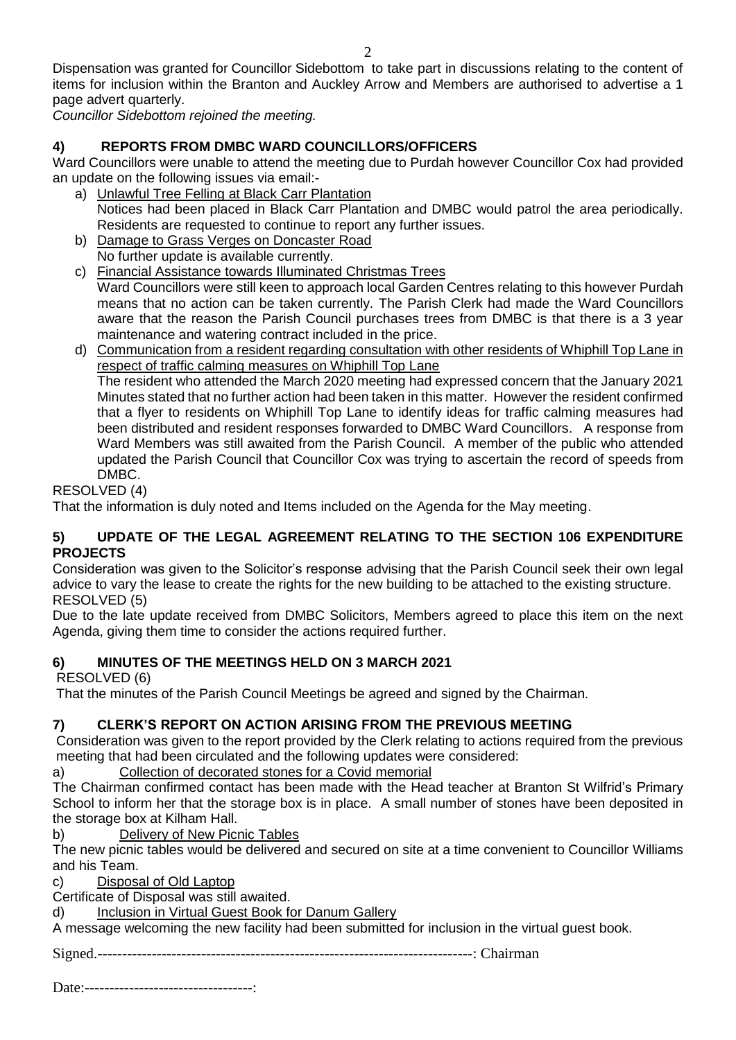Dispensation was granted for Councillor Sidebottom to take part in discussions relating to the content of items for inclusion within the Branton and Auckley Arrow and Members are authorised to advertise a 1 page advert quarterly.

*Councillor Sidebottom rejoined the meeting.*

## 4) REPORTS FROM DMBC WARD COUNCILLORS/OFFICERS

Ward Councillors were unable to attend the meeting due to Purdah however Councillor Cox had provided an update on the following issues via email:-

a) Unlawful Tree Felling at Black Carr Plantation
Notices had been placed in Black Carr Plantation and DMBC would patrol the area periodically. Residents are requested to continue to report any further issues.

b) Damage to Grass Verges on Doncaster Road
No further update is available currently.

c) Financial Assistance towards Illuminated Christmas Trees
Ward Councillors were still keen to approach local Garden Centres relating to this however Purdah means that no action can be taken currently. The Parish Clerk had made the Ward Councillors aware that the reason the Parish Council purchases trees from DMBC is that there is a 3 year maintenance and watering contract included in the price.

d) Communication from a resident regarding consultation with other residents of Whiphill Top Lane in respect of traffic calming measures on Whiphill Top Lane
The resident who attended the March 2020 meeting had expressed concern that the January 2021 Minutes stated that no further action had been taken in this matter. However the resident confirmed that a flyer to residents on Whiphill Top Lane to identify ideas for traffic calming measures had been distributed and resident responses forwarded to DMBC Ward Councillors. A response from Ward Members was still awaited from the Parish Council. A member of the public who attended updated the Parish Council that Councillor Cox was trying to ascertain the record of speeds from DMBC.

RESOLVED (4)

That the information is duly noted and Items included on the Agenda for the May meeting.

## 5) UPDATE OF THE LEGAL AGREEMENT RELATING TO THE SECTION 106 EXPENDITURE PROJECTS

Consideration was given to the Solicitor's response advising that the Parish Council seek their own legal advice to vary the lease to create the rights for the new building to be attached to the existing structure.

RESOLVED (5)

Due to the late update received from DMBC Solicitors, Members agreed to place this item on the next Agenda, giving them time to consider the actions required further.

## 6) MINUTES OF THE MEETINGS HELD ON 3 MARCH 2021

RESOLVED (6)

That the minutes of the Parish Council Meetings be agreed and signed by the Chairman.

## 7) CLERK'S REPORT ON ACTION ARISING FROM THE PREVIOUS MEETING

Consideration was given to the report provided by the Clerk relating to actions required from the previous meeting that had been circulated and the following updates were considered:

a) Collection of decorated stones for a Covid memorial

The Chairman confirmed contact has been made with the Head teacher at Branton St Wilfrid's Primary School to inform her that the storage box is in place. A small number of stones have been deposited in the storage box at Kilham Hall.

b) Delivery of New Picnic Tables

The new picnic tables would be delivered and secured on site at a time convenient to Councillor Williams and his Team.

c) Disposal of Old Laptop

Certificate of Disposal was still awaited.

d) Inclusion in Virtual Guest Book for Danum Gallery

A message welcoming the new facility had been submitted for inclusion in the virtual guest book.

Signed.--------------------------------------------------------------------------: Chairman

Date:----------------------------------: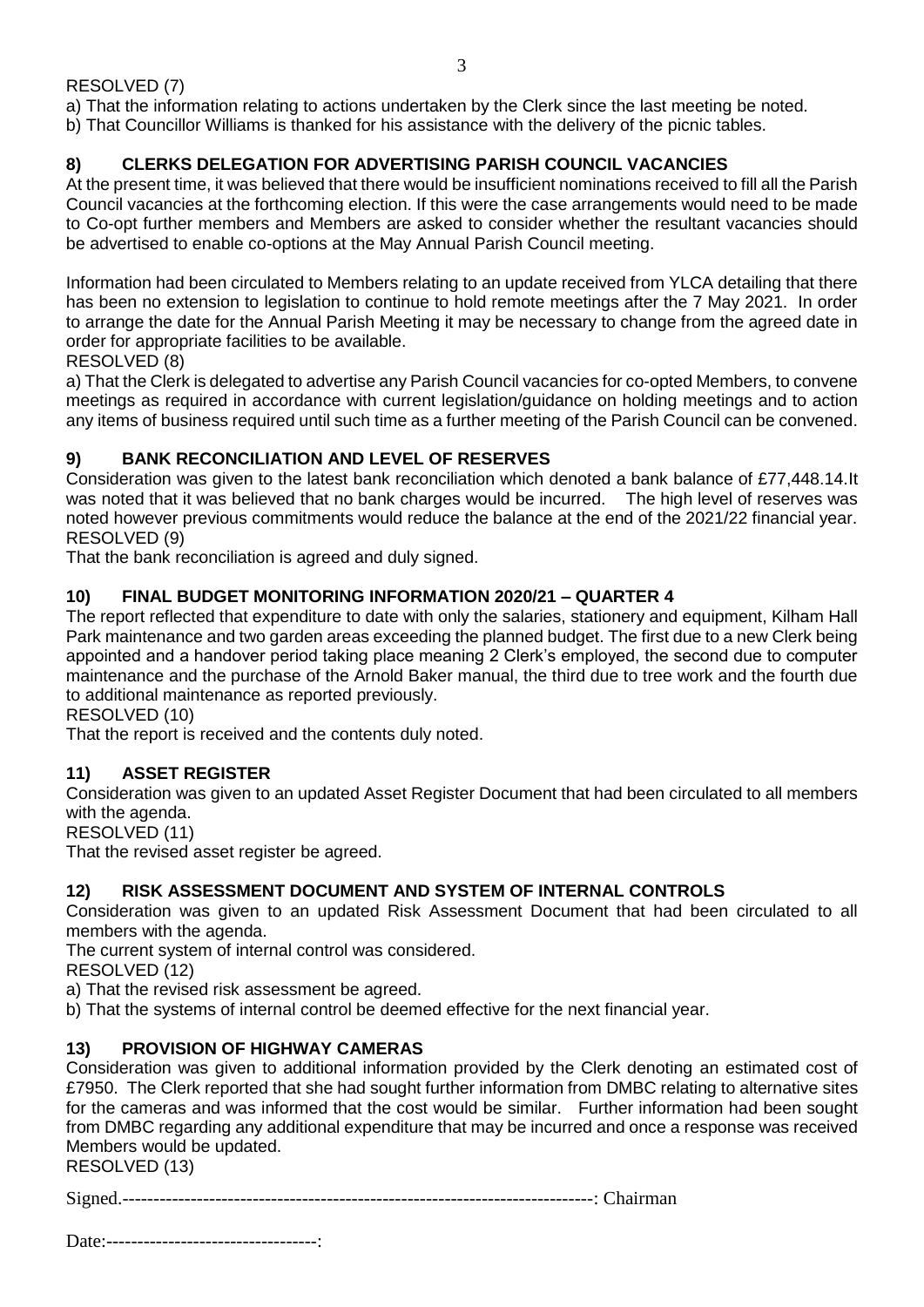RESOLVED (7)

a) That the information relating to actions undertaken by the Clerk since the last meeting be noted.

b) That Councillor Williams is thanked for his assistance with the delivery of the picnic tables.

## 8) CLERKS DELEGATION FOR ADVERTISING PARISH COUNCIL VACANCIES

At the present time, it was believed that there would be insufficient nominations received to fill all the Parish Council vacancies at the forthcoming election. If this were the case arrangements would need to be made to Co-opt further members and Members are asked to consider whether the resultant vacancies should be advertised to enable co-options at the May Annual Parish Council meeting.

Information had been circulated to Members relating to an update received from YLCA detailing that there has been no extension to legislation to continue to hold remote meetings after the 7 May 2021. In order to arrange the date for the Annual Parish Meeting it may be necessary to change from the agreed date in order for appropriate facilities to be available.

RESOLVED (8)

a) That the Clerk is delegated to advertise any Parish Council vacancies for co-opted Members, to convene meetings as required in accordance with current legislation/guidance on holding meetings and to action any items of business required until such time as a further meeting of the Parish Council can be convened.

## 9) BANK RECONCILIATION AND LEVEL OF RESERVES

Consideration was given to the latest bank reconciliation which denoted a bank balance of £77,448.14.It was noted that it was believed that no bank charges would be incurred. The high level of reserves was noted however previous commitments would reduce the balance at the end of the 2021/22 financial year.

RESOLVED (9)

That the bank reconciliation is agreed and duly signed.

## 10) FINAL BUDGET MONITORING INFORMATION 2020/21 – QUARTER 4

The report reflected that expenditure to date with only the salaries, stationery and equipment, Kilham Hall Park maintenance and two garden areas exceeding the planned budget. The first due to a new Clerk being appointed and a handover period taking place meaning 2 Clerk's employed, the second due to computer maintenance and the purchase of the Arnold Baker manual, the third due to tree work and the fourth due to additional maintenance as reported previously.

RESOLVED (10)

That the report is received and the contents duly noted.

## 11) ASSET REGISTER

Consideration was given to an updated Asset Register Document that had been circulated to all members with the agenda.

RESOLVED (11)

That the revised asset register be agreed.

## 12) RISK ASSESSMENT DOCUMENT AND SYSTEM OF INTERNAL CONTROLS

Consideration was given to an updated Risk Assessment Document that had been circulated to all members with the agenda.

The current system of internal control was considered.

RESOLVED (12)

a) That the revised risk assessment be agreed.

b) That the systems of internal control be deemed effective for the next financial year.

## 13) PROVISION OF HIGHWAY CAMERAS

Consideration was given to additional information provided by the Clerk denoting an estimated cost of £7950. The Clerk reported that she had sought further information from DMBC relating to alternative sites for the cameras and was informed that the cost would be similar. Further information had been sought from DMBC regarding any additional expenditure that may be incurred and once a response was received Members would be updated.

RESOLVED (13)

Signed.---------------------------------------------------------------------------: Chairman

Date:----------------------------------: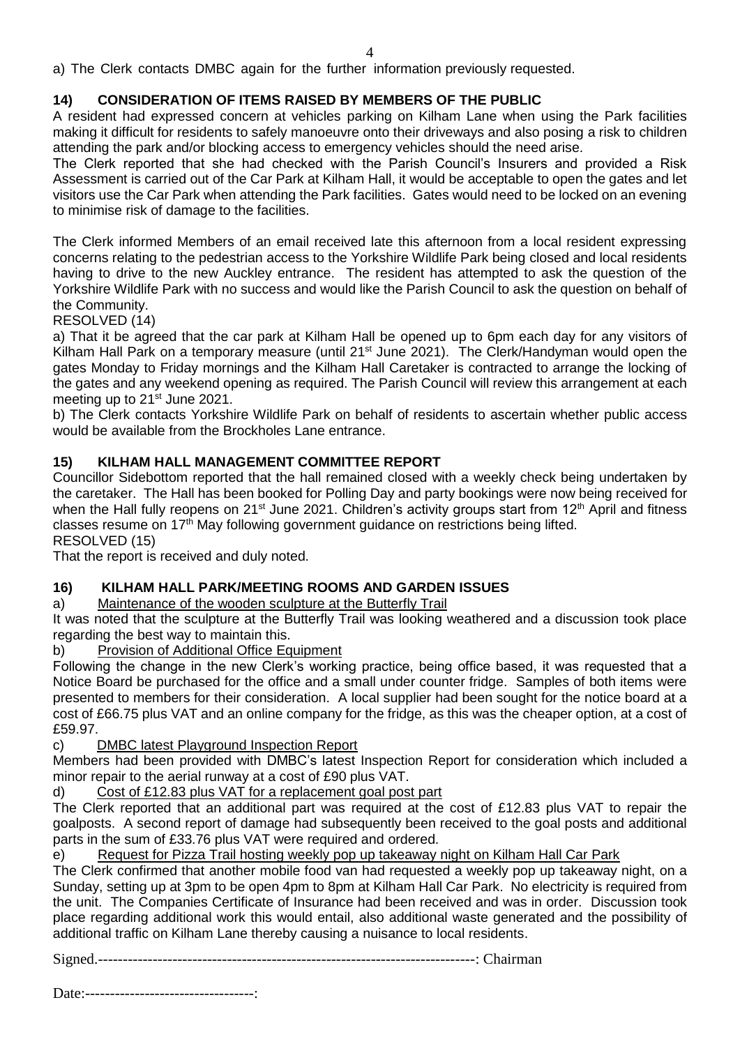a) The Clerk contacts DMBC again for the further information previously requested.

## 14) CONSIDERATION OF ITEMS RAISED BY MEMBERS OF THE PUBLIC

A resident had expressed concern at vehicles parking on Kilham Lane when using the Park facilities making it difficult for residents to safely manoeuvre onto their driveways and also posing a risk to children attending the park and/or blocking access to emergency vehicles should the need arise.

The Clerk reported that she had checked with the Parish Council's Insurers and provided a Risk Assessment is carried out of the Car Park at Kilham Hall, it would be acceptable to open the gates and let visitors use the Car Park when attending the Park facilities. Gates would need to be locked on an evening to minimise risk of damage to the facilities.

The Clerk informed Members of an email received late this afternoon from a local resident expressing concerns relating to the pedestrian access to the Yorkshire Wildlife Park being closed and local residents having to drive to the new Auckley entrance. The resident has attempted to ask the question of the Yorkshire Wildlife Park with no success and would like the Parish Council to ask the question on behalf of the Community.

RESOLVED (14)

a) That it be agreed that the car park at Kilham Hall be opened up to 6pm each day for any visitors of Kilham Hall Park on a temporary measure (until 21st June 2021). The Clerk/Handyman would open the gates Monday to Friday mornings and the Kilham Hall Caretaker is contracted to arrange the locking of the gates and any weekend opening as required. The Parish Council will review this arrangement at each meeting up to 21st June 2021.

b) The Clerk contacts Yorkshire Wildlife Park on behalf of residents to ascertain whether public access would be available from the Brockholes Lane entrance.

## 15) KILHAM HALL MANAGEMENT COMMITTEE REPORT

Councillor Sidebottom reported that the hall remained closed with a weekly check being undertaken by the caretaker. The Hall has been booked for Polling Day and party bookings were now being received for when the Hall fully reopens on 21st June 2021. Children's activity groups start from 12th April and fitness classes resume on 17th May following government guidance on restrictions being lifted.

RESOLVED (15)

That the report is received and duly noted.

## 16) KILHAM HALL PARK/MEETING ROOMS AND GARDEN ISSUES

a) Maintenance of the wooden sculpture at the Butterfly Trail

It was noted that the sculpture at the Butterfly Trail was looking weathered and a discussion took place regarding the best way to maintain this.

b) Provision of Additional Office Equipment

Following the change in the new Clerk's working practice, being office based, it was requested that a Notice Board be purchased for the office and a small under counter fridge. Samples of both items were presented to members for their consideration. A local supplier had been sought for the notice board at a cost of £66.75 plus VAT and an online company for the fridge, as this was the cheaper option, at a cost of £59.97.

c) DMBC latest Playground Inspection Report

Members had been provided with DMBC's latest Inspection Report for consideration which included a minor repair to the aerial runway at a cost of £90 plus VAT.

d) Cost of £12.83 plus VAT for a replacement goal post part

The Clerk reported that an additional part was required at the cost of £12.83 plus VAT to repair the goalposts. A second report of damage had subsequently been received to the goal posts and additional parts in the sum of £33.76 plus VAT were required and ordered.

e) Request for Pizza Trail hosting weekly pop up takeaway night on Kilham Hall Car Park

The Clerk confirmed that another mobile food van had requested a weekly pop up takeaway night, on a Sunday, setting up at 3pm to be open 4pm to 8pm at Kilham Hall Car Park. No electricity is required from the unit. The Companies Certificate of Insurance had been received and was in order. Discussion took place regarding additional work this would entail, also additional waste generated and the possibility of additional traffic on Kilham Lane thereby causing a nuisance to local residents.

Signed.--------------------------------------------------------------------------: Chairman

Date:----------------------------------: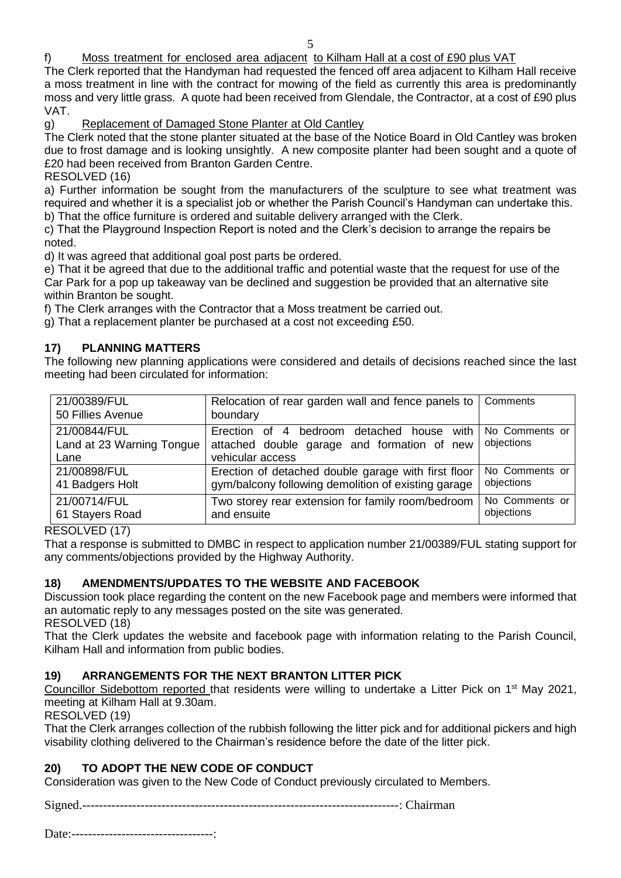f) Moss treatment for enclosed area adjacent to Kilham Hall at a cost of £90 plus VAT

The Clerk reported that the Handyman had requested the fenced off area adjacent to Kilham Hall receive a moss treatment in line with the contract for mowing of the field as currently this area is predominantly moss and very little grass. A quote had been received from Glendale, the Contractor, at a cost of £90 plus VAT.

g) Replacement of Damaged Stone Planter at Old Cantley

The Clerk noted that the stone planter situated at the base of the Notice Board in Old Cantley was broken due to frost damage and is looking unsightly. A new composite planter had been sought and a quote of £20 had been received from Branton Garden Centre.

RESOLVED (16)

a) Further information be sought from the manufacturers of the sculpture to see what treatment was required and whether it is a specialist job or whether the Parish Council's Handyman can undertake this.

b) That the office furniture is ordered and suitable delivery arranged with the Clerk.

c) That the Playground Inspection Report is noted and the Clerk's decision to arrange the repairs be noted.

d) It was agreed that additional goal post parts be ordered.

e) That it be agreed that due to the additional traffic and potential waste that the request for use of the Car Park for a pop up takeaway van be declined and suggestion be provided that an alternative site within Branton be sought.

f) The Clerk arranges with the Contractor that a Moss treatment be carried out.

g) That a replacement planter be purchased at a cost not exceeding £50.

## 17) PLANNING MATTERS

The following new planning applications were considered and details of decisions reached since the last meeting had been circulated for information:

| Application | Description | Response |
|---|---|---|
| 21/00389/FUL 50 Fillies Avenue | Relocation of rear garden wall and fence panels to boundary | Comments |
| 21/00844/FUL Land at 23 Warning Tongue Lane | Erection of 4 bedroom detached house with attached double garage and formation of new vehicular access | No Comments or objections |
| 21/00898/FUL 41 Badgers Holt | Erection of detached double garage with first floor gym/balcony following demolition of existing garage | No Comments or objections |
| 21/00714/FUL 61 Stayers Road | Two storey rear extension for family room/bedroom and ensuite | No Comments or objections |

RESOLVED (17)

That a response is submitted to DMBC in respect to application number 21/00389/FUL stating support for any comments/objections provided by the Highway Authority.

## 18) AMENDMENTS/UPDATES TO THE WEBSITE AND FACEBOOK

Discussion took place regarding the content on the new Facebook page and members were informed that an automatic reply to any messages posted on the site was generated.

RESOLVED (18)

That the Clerk updates the website and facebook page with information relating to the Parish Council, Kilham Hall and information from public bodies.

## 19) ARRANGEMENTS FOR THE NEXT BRANTON LITTER PICK

Councillor Sidebottom reported that residents were willing to undertake a Litter Pick on 1st May 2021, meeting at Kilham Hall at 9.30am.

RESOLVED (19)

That the Clerk arranges collection of the rubbish following the litter pick and for additional pickers and high visability clothing delivered to the Chairman's residence before the date of the litter pick.

## 20) TO ADOPT THE NEW CODE OF CONDUCT

Consideration was given to the New Code of Conduct previously circulated to Members.

Signed.--------------------------------------------------------------------------: Chairman

Date:----------------------------------: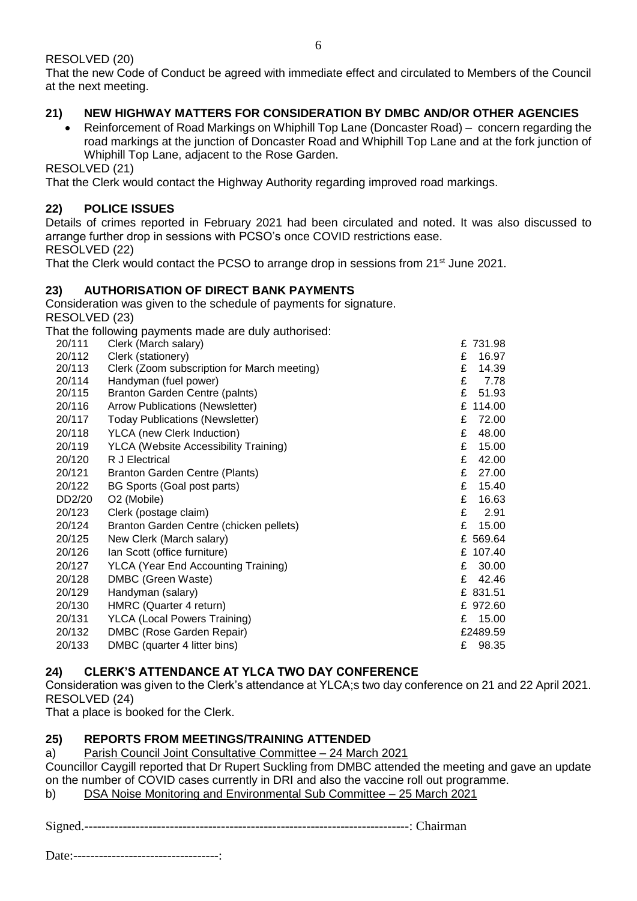RESOLVED (20)

That the new Code of Conduct be agreed with immediate effect and circulated to Members of the Council at the next meeting.

## 21) NEW HIGHWAY MATTERS FOR CONSIDERATION BY DMBC AND/OR OTHER AGENCIES

- Reinforcement of Road Markings on Whiphill Top Lane (Doncaster Road) – concern regarding the road markings at the junction of Doncaster Road and Whiphill Top Lane and at the fork junction of Whiphill Top Lane, adjacent to the Rose Garden.

RESOLVED (21)

That the Clerk would contact the Highway Authority regarding improved road markings.

## 22) POLICE ISSUES

Details of crimes reported in February 2021 had been circulated and noted. It was also discussed to arrange further drop in sessions with PCSO's once COVID restrictions ease.

RESOLVED (22)

That the Clerk would contact the PCSO to arrange drop in sessions from 21st June 2021.

## 23) AUTHORISATION OF DIRECT BANK PAYMENTS

Consideration was given to the schedule of payments for signature.

RESOLVED (23)

That the following payments made are duly authorised:

| | | |
|---|---|---|
| 20/111 | Clerk (March salary) | £ 731.98 |
| 20/112 | Clerk (stationery) | £ 16.97 |
| 20/113 | Clerk (Zoom subscription for March meeting) | £ 14.39 |
| 20/114 | Handyman (fuel power) | £ 7.78 |
| 20/115 | Branton Garden Centre (palnts) | £ 51.93 |
| 20/116 | Arrow Publications (Newsletter) | £ 114.00 |
| 20/117 | Today Publications (Newsletter) | £ 72.00 |
| 20/118 | YLCA (new Clerk Induction) | £ 48.00 |
| 20/119 | YLCA (Website Accessibility Training) | £ 15.00 |
| 20/120 | R J Electrical | £ 42.00 |
| 20/121 | Branton Garden Centre (Plants) | £ 27.00 |
| 20/122 | BG Sports (Goal post parts) | £ 15.40 |
| DD2/20 | O2 (Mobile) | £ 16.63 |
| 20/123 | Clerk (postage claim) | £ 2.91 |
| 20/124 | Branton Garden Centre (chicken pellets) | £ 15.00 |
| 20/125 | New Clerk (March salary) | £ 569.64 |
| 20/126 | Ian Scott (office furniture) | £ 107.40 |
| 20/127 | YLCA (Year End Accounting Training) | £ 30.00 |
| 20/128 | DMBC (Green Waste) | £ 42.46 |
| 20/129 | Handyman (salary) | £ 831.51 |
| 20/130 | HMRC (Quarter 4 return) | £ 972.60 |
| 20/131 | YLCA (Local Powers Training) | £ 15.00 |
| 20/132 | DMBC (Rose Garden Repair) | £2489.59 |
| 20/133 | DMBC (quarter 4 litter bins) | £ 98.35 |

## 24) CLERK'S ATTENDANCE AT YLCA TWO DAY CONFERENCE

Consideration was given to the Clerk's attendance at YLCA;s two day conference on 21 and 22 April 2021.

RESOLVED (24)

That a place is booked for the Clerk.

## 25) REPORTS FROM MEETINGS/TRAINING ATTENDED

a) Parish Council Joint Consultative Committee – 24 March 2021

Councillor Caygill reported that Dr Rupert Suckling from DMBC attended the meeting and gave an update on the number of COVID cases currently in DRI and also the vaccine roll out programme.

b) DSA Noise Monitoring and Environmental Sub Committee – 25 March 2021

Signed.--------------------------------------------------------------------------: Chairman

Date:----------------------------------: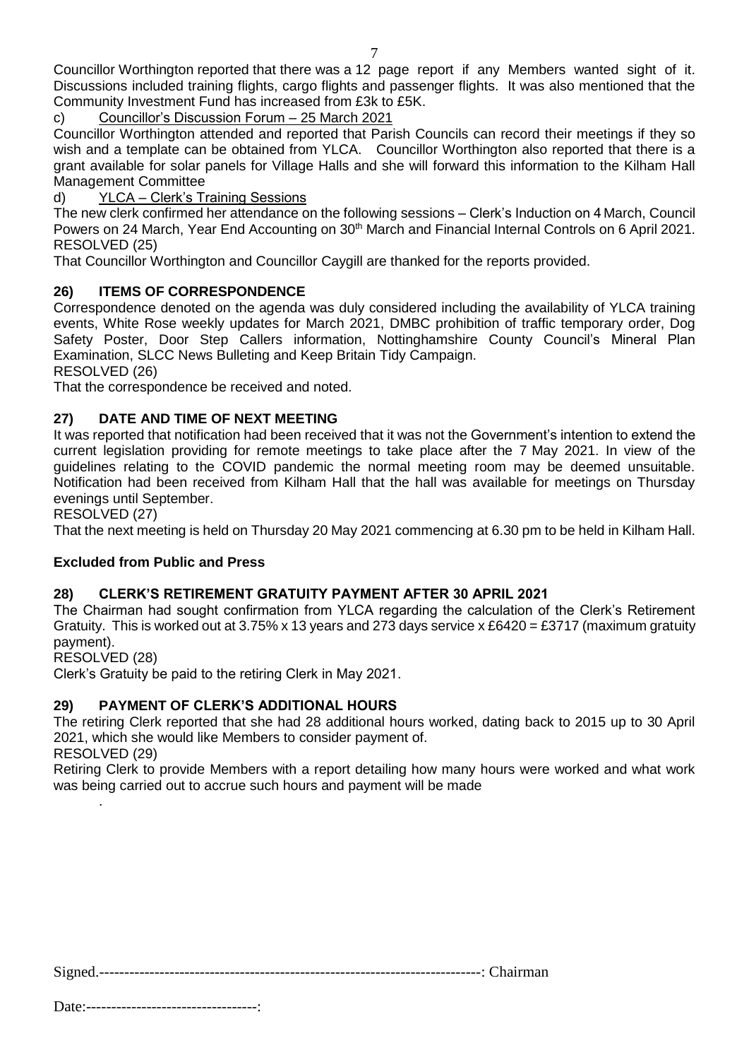Councillor Worthington reported that there was a 12 page report if any Members wanted sight of it. Discussions included training flights, cargo flights and passenger flights. It was also mentioned that the Community Investment Fund has increased from £3k to £5K.

c) Councillor's Discussion Forum – 25 March 2021

Councillor Worthington attended and reported that Parish Councils can record their meetings if they so wish and a template can be obtained from YLCA. Councillor Worthington also reported that there is a grant available for solar panels for Village Halls and she will forward this information to the Kilham Hall Management Committee

d) YLCA – Clerk's Training Sessions

The new clerk confirmed her attendance on the following sessions – Clerk's Induction on 4 March, Council Powers on 24 March, Year End Accounting on 30th March and Financial Internal Controls on 6 April 2021.

RESOLVED (25)

That Councillor Worthington and Councillor Caygill are thanked for the reports provided.

## 26) ITEMS OF CORRESPONDENCE

Correspondence denoted on the agenda was duly considered including the availability of YLCA training events, White Rose weekly updates for March 2021, DMBC prohibition of traffic temporary order, Dog Safety Poster, Door Step Callers information, Nottinghamshire County Council's Mineral Plan Examination, SLCC News Bulleting and Keep Britain Tidy Campaign.

RESOLVED (26)

That the correspondence be received and noted.

## 27) DATE AND TIME OF NEXT MEETING

It was reported that notification had been received that it was not the Government's intention to extend the current legislation providing for remote meetings to take place after the 7 May 2021. In view of the guidelines relating to the COVID pandemic the normal meeting room may be deemed unsuitable. Notification had been received from Kilham Hall that the hall was available for meetings on Thursday evenings until September.

RESOLVED (27)

That the next meeting is held on Thursday 20 May 2021 commencing at 6.30 pm to be held in Kilham Hall.

**Excluded from Public and Press**

## 28) CLERK'S RETIREMENT GRATUITY PAYMENT AFTER 30 APRIL 2021

The Chairman had sought confirmation from YLCA regarding the calculation of the Clerk's Retirement Gratuity. This is worked out at 3.75% x 13 years and 273 days service x £6420 = £3717 (maximum gratuity payment).

RESOLVED (28)

Clerk's Gratuity be paid to the retiring Clerk in May 2021.

## 29) PAYMENT OF CLERK'S ADDITIONAL HOURS

The retiring Clerk reported that she had 28 additional hours worked, dating back to 2015 up to 30 April 2021, which she would like Members to consider payment of.

RESOLVED (29)

Retiring Clerk to provide Members with a report detailing how many hours were worked and what work was being carried out to accrue such hours and payment will be made

.

Signed.--------------------------------------------------------------------------: Chairman

Date:----------------------------------: